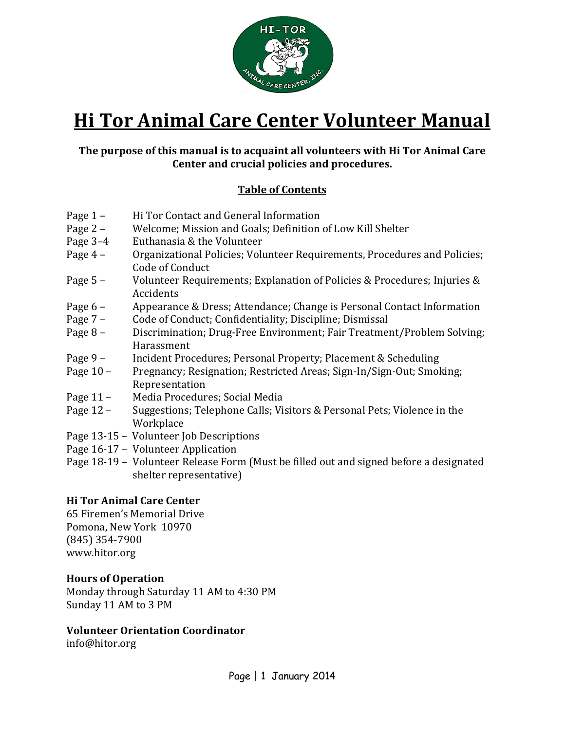# Hi Tor Animal Care Center Volunteer Manual

**The purpose of this manual is to acquaint all volunteers with Hi Tor Animal Care Center and crucial policies and procedures.**

## Table of Contents

| | |
|---|---|
| Page 1 – | Hi Tor Contact and General Information |
| Page 2 – | Welcome; Mission and Goals; Definition of Low Kill Shelter |
| Page 3–4 | Euthanasia & the Volunteer |
| Page 4 – | Organizational Policies; Volunteer Requirements, Procedures and Policies; Code of Conduct |
| Page 5 – | Volunteer Requirements; Explanation of Policies & Procedures; Injuries & Accidents |
| Page 6 – | Appearance & Dress; Attendance; Change is Personal Contact Information |
| Page 7 – | Code of Conduct; Confidentiality; Discipline; Dismissal |
| Page 8 – | Discrimination; Drug-Free Environment; Fair Treatment/Problem Solving; Harassment |
| Page 9 – | Incident Procedures; Personal Property; Placement & Scheduling |
| Page 10 – | Pregnancy; Resignation; Restricted Areas; Sign-In/Sign-Out; Smoking; Representation |
| Page 11 – | Media Procedures; Social Media |
| Page 12 – | Suggestions; Telephone Calls; Visitors & Personal Pets; Violence in the Workplace |
| Page 13-15 – | Volunteer Job Descriptions |
| Page 16-17 – | Volunteer Application |
| Page 18-19 – | Volunteer Release Form (Must be filled out and signed before a designated shelter representative) |

**Hi Tor Animal Care Center**
65 Firemen's Memorial Drive
Pomona, New York 10970
(845) 354-7900
www.hitor.org

**Hours of Operation**
Monday through Saturday 11 AM to 4:30 PM
Sunday 11 AM to 3 PM

**Volunteer Orientation Coordinator**
info@hitor.org

January 2014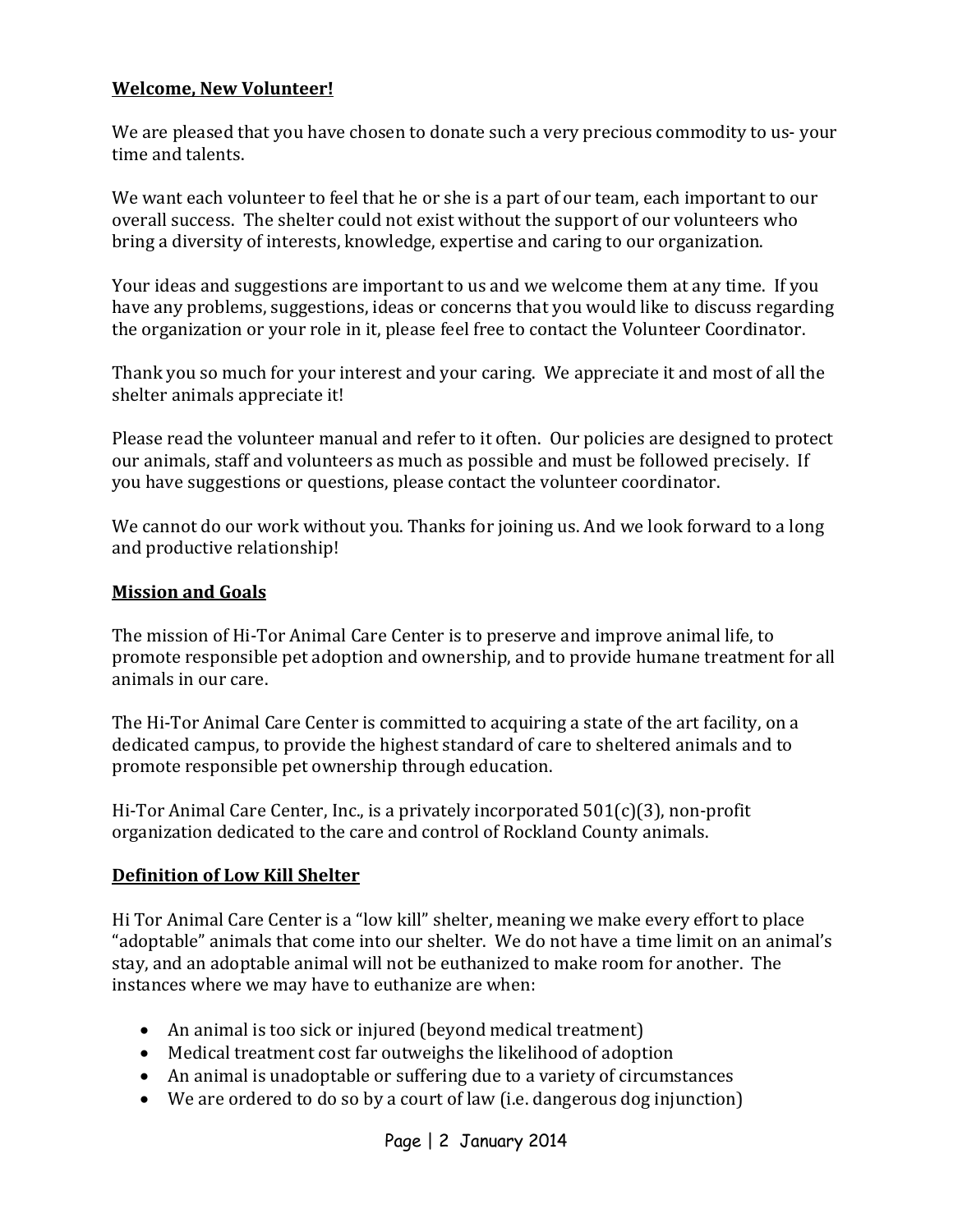**Welcome, New Volunteer!**

We are pleased that you have chosen to donate such a very precious commodity to us- your time and talents.

We want each volunteer to feel that he or she is a part of our team, each important to our overall success. The shelter could not exist without the support of our volunteers who bring a diversity of interests, knowledge, expertise and caring to our organization.

Your ideas and suggestions are important to us and we welcome them at any time. If you have any problems, suggestions, ideas or concerns that you would like to discuss regarding the organization or your role in it, please feel free to contact the Volunteer Coordinator.

Thank you so much for your interest and your caring. We appreciate it and most of all the shelter animals appreciate it!

Please read the volunteer manual and refer to it often. Our policies are designed to protect our animals, staff and volunteers as much as possible and must be followed precisely. If you have suggestions or questions, please contact the volunteer coordinator.

We cannot do our work without you. Thanks for joining us. And we look forward to a long and productive relationship!

**Mission and Goals**

The mission of Hi-Tor Animal Care Center is to preserve and improve animal life, to promote responsible pet adoption and ownership, and to provide humane treatment for all animals in our care.

The Hi-Tor Animal Care Center is committed to acquiring a state of the art facility, on a dedicated campus, to provide the highest standard of care to sheltered animals and to promote responsible pet ownership through education.

Hi-Tor Animal Care Center, Inc., is a privately incorporated 501(c)(3), non-profit organization dedicated to the care and control of Rockland County animals.

**Definition of Low Kill Shelter**

Hi Tor Animal Care Center is a "low kill" shelter, meaning we make every effort to place "adoptable" animals that come into our shelter. We do not have a time limit on an animal's stay, and an adoptable animal will not be euthanized to make room for another. The instances where we may have to euthanize are when:

- An animal is too sick or injured (beyond medical treatment)
- Medical treatment cost far outweighs the likelihood of adoption
- An animal is unadoptable or suffering due to a variety of circumstances
- We are ordered to do so by a court of law (i.e. dangerous dog injunction)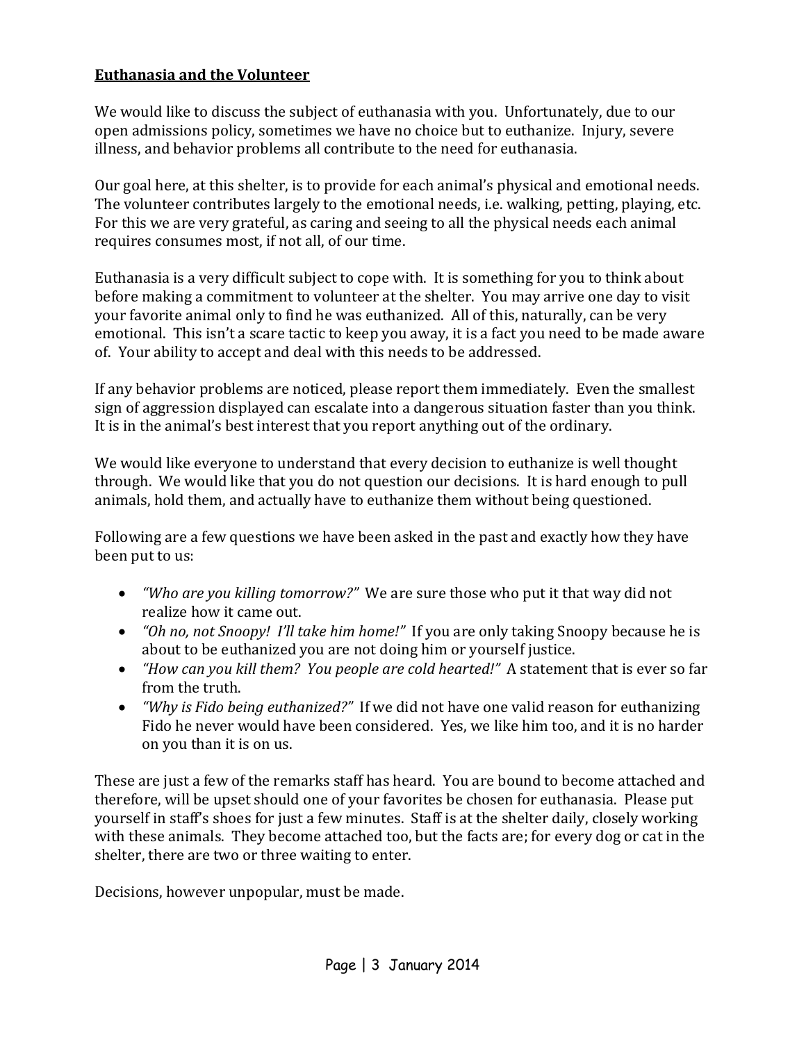## **Euthanasia and the Volunteer**

We would like to discuss the subject of euthanasia with you. Unfortunately, due to our open admissions policy, sometimes we have no choice but to euthanize. Injury, severe illness, and behavior problems all contribute to the need for euthanasia.

Our goal here, at this shelter, is to provide for each animal's physical and emotional needs. The volunteer contributes largely to the emotional needs, i.e. walking, petting, playing, etc. For this we are very grateful, as caring and seeing to all the physical needs each animal requires consumes most, if not all, of our time.

Euthanasia is a very difficult subject to cope with. It is something for you to think about before making a commitment to volunteer at the shelter. You may arrive one day to visit your favorite animal only to find he was euthanized. All of this, naturally, can be very emotional. This isn't a scare tactic to keep you away, it is a fact you need to be made aware of. Your ability to accept and deal with this needs to be addressed.

If any behavior problems are noticed, please report them immediately. Even the smallest sign of aggression displayed can escalate into a dangerous situation faster than you think. It is in the animal's best interest that you report anything out of the ordinary.

We would like everyone to understand that every decision to euthanize is well thought through. We would like that you do not question our decisions. It is hard enough to pull animals, hold them, and actually have to euthanize them without being questioned.

Following are a few questions we have been asked in the past and exactly how they have been put to us:

- *"Who are you killing tomorrow?"* We are sure those who put it that way did not realize how it came out.
- *"Oh no, not Snoopy! I'll take him home!"* If you are only taking Snoopy because he is about to be euthanized you are not doing him or yourself justice.
- *"How can you kill them? You people are cold hearted!"* A statement that is ever so far from the truth.
- *"Why is Fido being euthanized?"* If we did not have one valid reason for euthanizing Fido he never would have been considered. Yes, we like him too, and it is no harder on you than it is on us.

These are just a few of the remarks staff has heard. You are bound to become attached and therefore, will be upset should one of your favorites be chosen for euthanasia. Please put yourself in staff's shoes for just a few minutes. Staff is at the shelter daily, closely working with these animals. They become attached too, but the facts are; for every dog or cat in the shelter, there are two or three waiting to enter.

Decisions, however unpopular, must be made.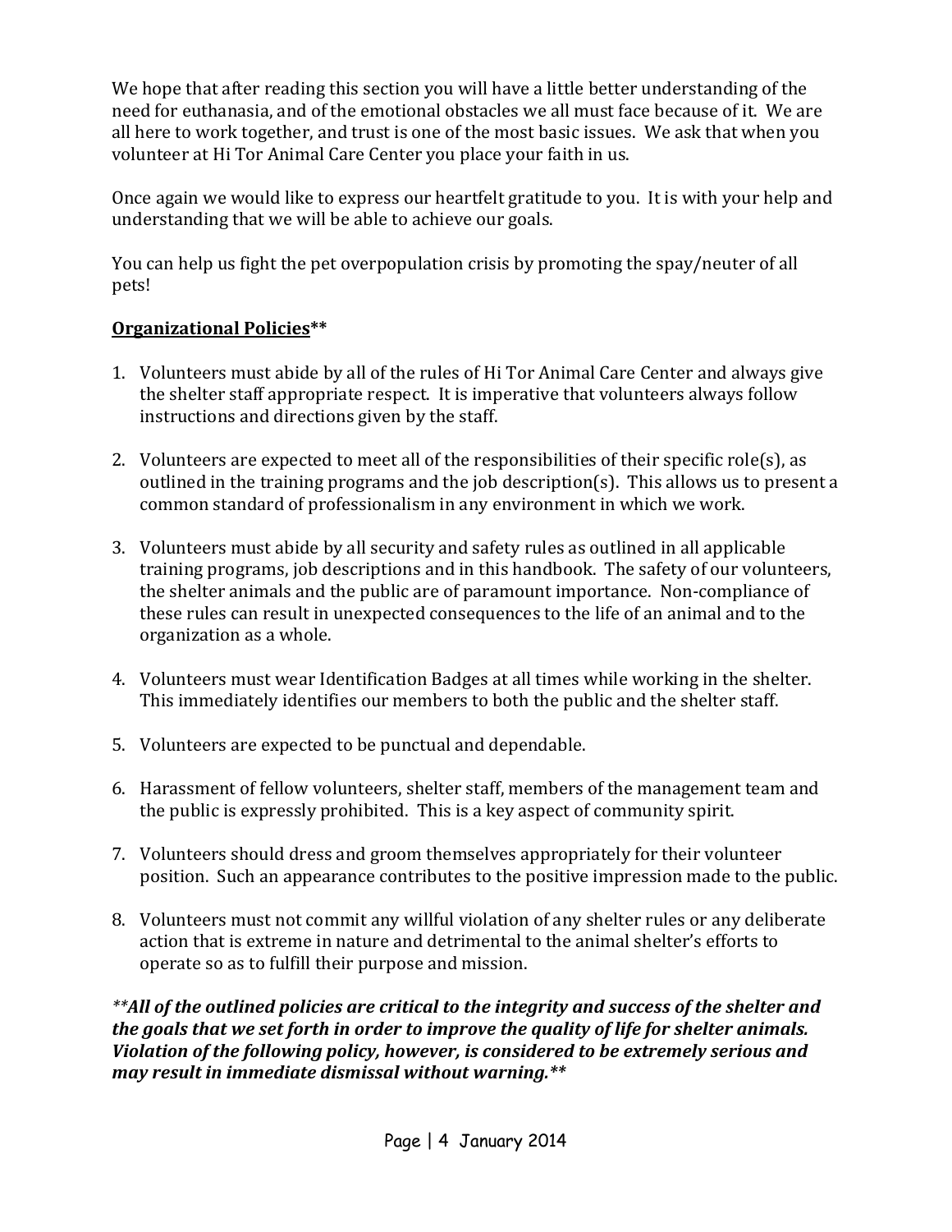We hope that after reading this section you will have a little better understanding of the need for euthanasia, and of the emotional obstacles we all must face because of it. We are all here to work together, and trust is one of the most basic issues. We ask that when you volunteer at Hi Tor Animal Care Center you place your faith in us.

Once again we would like to express our heartfelt gratitude to you. It is with your help and understanding that we will be able to achieve our goals.

You can help us fight the pet overpopulation crisis by promoting the spay/neuter of all pets!

**<u>Organizational Policies</u>\*\***

1. Volunteers must abide by all of the rules of Hi Tor Animal Care Center and always give the shelter staff appropriate respect. It is imperative that volunteers always follow instructions and directions given by the staff.

2. Volunteers are expected to meet all of the responsibilities of their specific role(s), as outlined in the training programs and the job description(s). This allows us to present a common standard of professionalism in any environment in which we work.

3. Volunteers must abide by all security and safety rules as outlined in all applicable training programs, job descriptions and in this handbook. The safety of our volunteers, the shelter animals and the public are of paramount importance. Non-compliance of these rules can result in unexpected consequences to the life of an animal and to the organization as a whole.

4. Volunteers must wear Identification Badges at all times while working in the shelter. This immediately identifies our members to both the public and the shelter staff.

5. Volunteers are expected to be punctual and dependable.

6. Harassment of fellow volunteers, shelter staff, members of the management team and the public is expressly prohibited. This is a key aspect of community spirit.

7. Volunteers should dress and groom themselves appropriately for their volunteer position. Such an appearance contributes to the positive impression made to the public.

8. Volunteers must not commit any willful violation of any shelter rules or any deliberate action that is extreme in nature and detrimental to the animal shelter's efforts to operate so as to fulfill their purpose and mission.

***\*\*All of the outlined policies are critical to the integrity and success of the shelter and the goals that we set forth in order to improve the quality of life for shelter animals. Violation of the following policy, however, is considered to be extremely serious and may result in immediate dismissal without warning.\*\****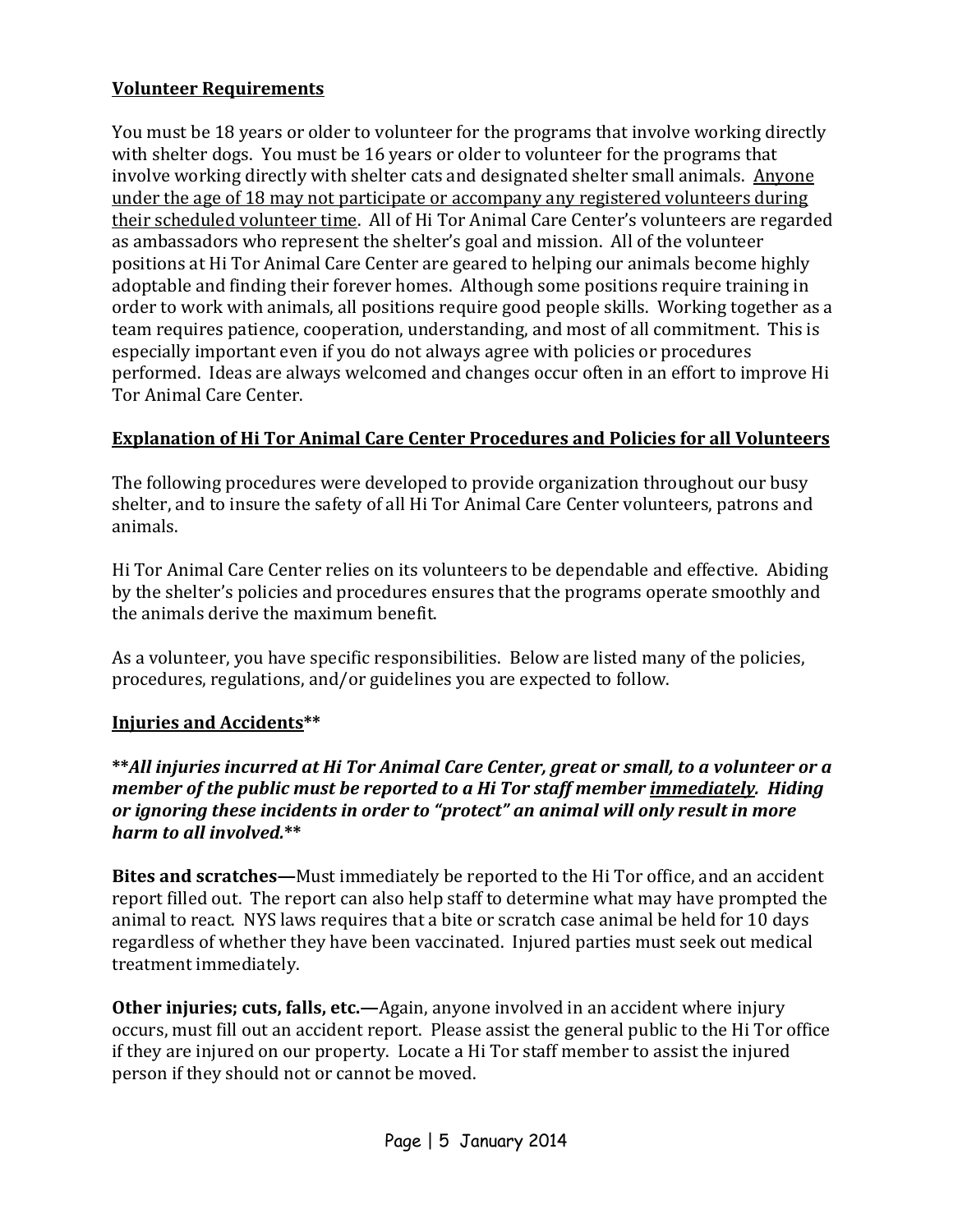## Volunteer Requirements

You must be 18 years or older to volunteer for the programs that involve working directly with shelter dogs. You must be 16 years or older to volunteer for the programs that involve working directly with shelter cats and designated shelter small animals. <u>Anyone under the age of 18 may not participate or accompany any registered volunteers during their scheduled volunteer time</u>. All of Hi Tor Animal Care Center's volunteers are regarded as ambassadors who represent the shelter's goal and mission. All of the volunteer positions at Hi Tor Animal Care Center are geared to helping our animals become highly adoptable and finding their forever homes. Although some positions require training in order to work with animals, all positions require good people skills. Working together as a team requires patience, cooperation, understanding, and most of all commitment. This is especially important even if you do not always agree with policies or procedures performed. Ideas are always welcomed and changes occur often in an effort to improve Hi Tor Animal Care Center.

## Explanation of Hi Tor Animal Care Center Procedures and Policies for all Volunteers

The following procedures were developed to provide organization throughout our busy shelter, and to insure the safety of all Hi Tor Animal Care Center volunteers, patrons and animals.

Hi Tor Animal Care Center relies on its volunteers to be dependable and effective. Abiding by the shelter's policies and procedures ensures that the programs operate smoothly and the animals derive the maximum benefit.

As a volunteer, you have specific responsibilities. Below are listed many of the policies, procedures, regulations, and/or guidelines you are expected to follow.

## Injuries and Accidents**

****All injuries incurred at Hi Tor Animal Care Center, great or small, to a volunteer or a member of the public must be reported to a Hi Tor staff member <u>immediately</u>. Hiding or ignoring these incidents in order to "protect" an animal will only result in more harm to all involved.****

**Bites and scratches—**Must immediately be reported to the Hi Tor office, and an accident report filled out. The report can also help staff to determine what may have prompted the animal to react. NYS laws requires that a bite or scratch case animal be held for 10 days regardless of whether they have been vaccinated. Injured parties must seek out medical treatment immediately.

**Other injuries; cuts, falls, etc.—**Again, anyone involved in an accident where injury occurs, must fill out an accident report. Please assist the general public to the Hi Tor office if they are injured on our property. Locate a Hi Tor staff member to assist the injured person if they should not or cannot be moved.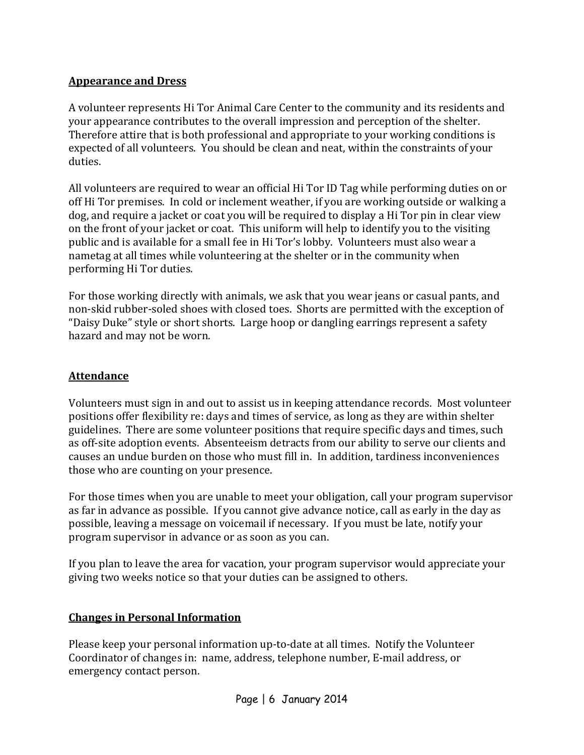## Appearance and Dress

A volunteer represents Hi Tor Animal Care Center to the community and its residents and your appearance contributes to the overall impression and perception of the shelter. Therefore attire that is both professional and appropriate to your working conditions is expected of all volunteers. You should be clean and neat, within the constraints of your duties.

All volunteers are required to wear an official Hi Tor ID Tag while performing duties on or off Hi Tor premises. In cold or inclement weather, if you are working outside or walking a dog, and require a jacket or coat you will be required to display a Hi Tor pin in clear view on the front of your jacket or coat. This uniform will help to identify you to the visiting public and is available for a small fee in Hi Tor's lobby. Volunteers must also wear a nametag at all times while volunteering at the shelter or in the community when performing Hi Tor duties.

For those working directly with animals, we ask that you wear jeans or casual pants, and non-skid rubber-soled shoes with closed toes. Shorts are permitted with the exception of "Daisy Duke" style or short shorts. Large hoop or dangling earrings represent a safety hazard and may not be worn.

## Attendance

Volunteers must sign in and out to assist us in keeping attendance records. Most volunteer positions offer flexibility re: days and times of service, as long as they are within shelter guidelines. There are some volunteer positions that require specific days and times, such as off-site adoption events. Absenteeism detracts from our ability to serve our clients and causes an undue burden on those who must fill in. In addition, tardiness inconveniences those who are counting on your presence.

For those times when you are unable to meet your obligation, call your program supervisor as far in advance as possible. If you cannot give advance notice, call as early in the day as possible, leaving a message on voicemail if necessary. If you must be late, notify your program supervisor in advance or as soon as you can.

If you plan to leave the area for vacation, your program supervisor would appreciate your giving two weeks notice so that your duties can be assigned to others.

## Changes in Personal Information

Please keep your personal information up-to-date at all times. Notify the Volunteer Coordinator of changes in: name, address, telephone number, E-mail address, or emergency contact person.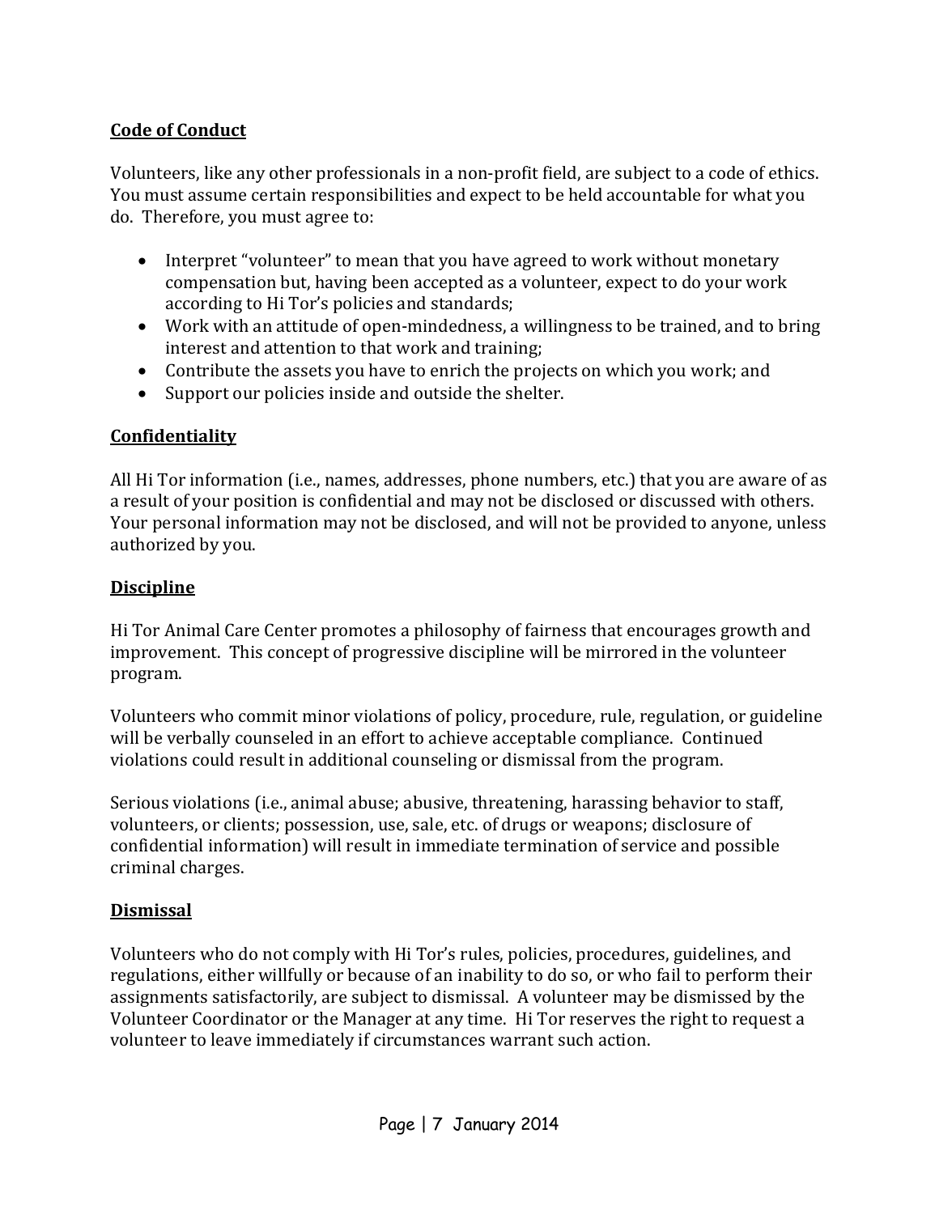**Code of Conduct**

Volunteers, like any other professionals in a non-profit field, are subject to a code of ethics. You must assume certain responsibilities and expect to be held accountable for what you do. Therefore, you must agree to:

- Interpret "volunteer" to mean that you have agreed to work without monetary compensation but, having been accepted as a volunteer, expect to do your work according to Hi Tor's policies and standards;
- Work with an attitude of open-mindedness, a willingness to be trained, and to bring interest and attention to that work and training;
- Contribute the assets you have to enrich the projects on which you work; and
- Support our policies inside and outside the shelter.

**Confidentiality**

All Hi Tor information (i.e., names, addresses, phone numbers, etc.) that you are aware of as a result of your position is confidential and may not be disclosed or discussed with others. Your personal information may not be disclosed, and will not be provided to anyone, unless authorized by you.

**Discipline**

Hi Tor Animal Care Center promotes a philosophy of fairness that encourages growth and improvement. This concept of progressive discipline will be mirrored in the volunteer program.

Volunteers who commit minor violations of policy, procedure, rule, regulation, or guideline will be verbally counseled in an effort to achieve acceptable compliance. Continued violations could result in additional counseling or dismissal from the program.

Serious violations (i.e., animal abuse; abusive, threatening, harassing behavior to staff, volunteers, or clients; possession, use, sale, etc. of drugs or weapons; disclosure of confidential information) will result in immediate termination of service and possible criminal charges.

**Dismissal**

Volunteers who do not comply with Hi Tor's rules, policies, procedures, guidelines, and regulations, either willfully or because of an inability to do so, or who fail to perform their assignments satisfactorily, are subject to dismissal. A volunteer may be dismissed by the Volunteer Coordinator or the Manager at any time. Hi Tor reserves the right to request a volunteer to leave immediately if circumstances warrant such action.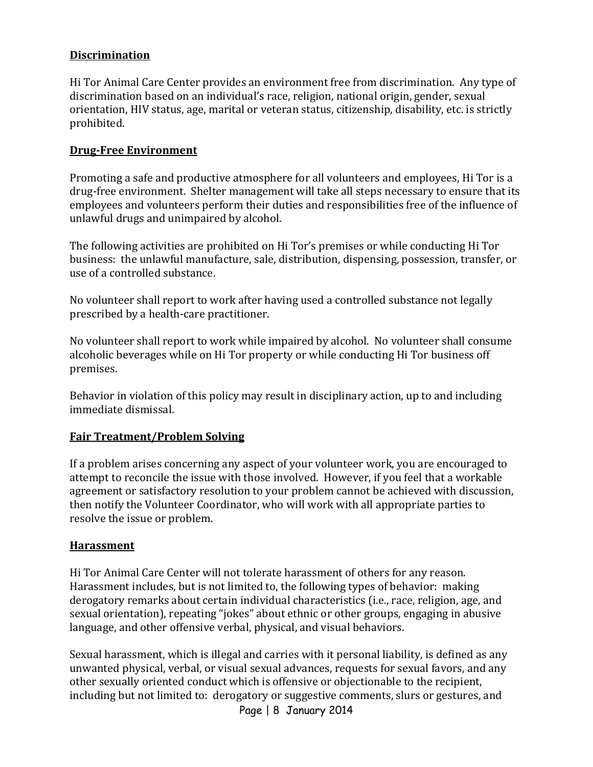## Discrimination

Hi Tor Animal Care Center provides an environment free from discrimination. Any type of discrimination based on an individual's race, religion, national origin, gender, sexual orientation, HIV status, age, marital or veteran status, citizenship, disability, etc. is strictly prohibited.

## Drug-Free Environment

Promoting a safe and productive atmosphere for all volunteers and employees, Hi Tor is a drug-free environment. Shelter management will take all steps necessary to ensure that its employees and volunteers perform their duties and responsibilities free of the influence of unlawful drugs and unimpaired by alcohol.

The following activities are prohibited on Hi Tor's premises or while conducting Hi Tor business: the unlawful manufacture, sale, distribution, dispensing, possession, transfer, or use of a controlled substance.

No volunteer shall report to work after having used a controlled substance not legally prescribed by a health-care practitioner.

No volunteer shall report to work while impaired by alcohol. No volunteer shall consume alcoholic beverages while on Hi Tor property or while conducting Hi Tor business off premises.

Behavior in violation of this policy may result in disciplinary action, up to and including immediate dismissal.

## Fair Treatment/Problem Solving

If a problem arises concerning any aspect of your volunteer work, you are encouraged to attempt to reconcile the issue with those involved. However, if you feel that a workable agreement or satisfactory resolution to your problem cannot be achieved with discussion, then notify the Volunteer Coordinator, who will work with all appropriate parties to resolve the issue or problem.

## Harassment

Hi Tor Animal Care Center will not tolerate harassment of others for any reason. Harassment includes, but is not limited to, the following types of behavior: making derogatory remarks about certain individual characteristics (i.e., race, religion, age, and sexual orientation), repeating "jokes" about ethnic or other groups, engaging in abusive language, and other offensive verbal, physical, and visual behaviors.

Sexual harassment, which is illegal and carries with it personal liability, is defined as any unwanted physical, verbal, or visual sexual advances, requests for sexual favors, and any other sexually oriented conduct which is offensive or objectionable to the recipient, including but not limited to: derogatory or suggestive comments, slurs or gestures, and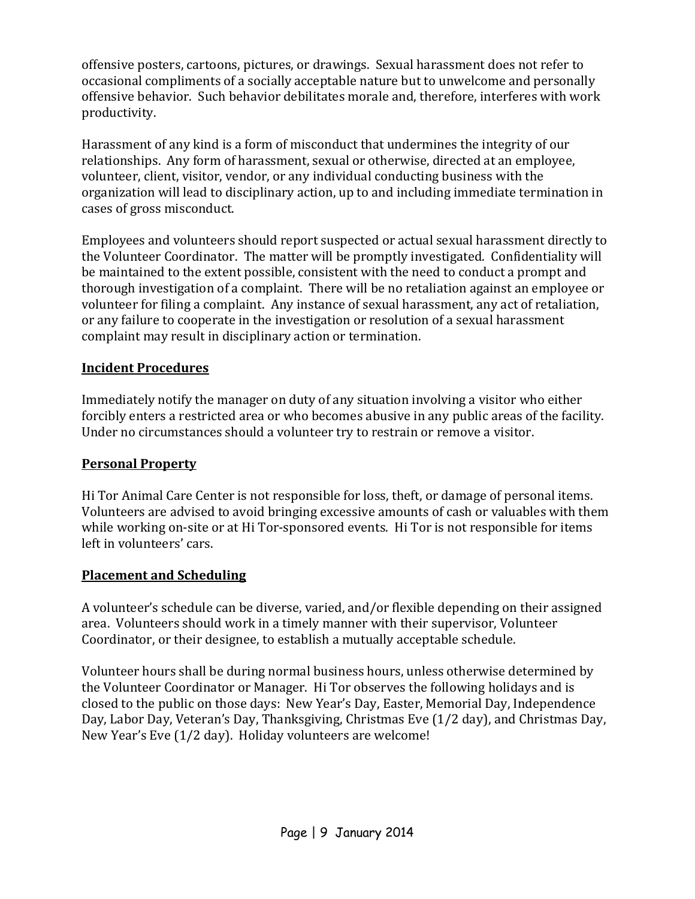offensive posters, cartoons, pictures, or drawings. Sexual harassment does not refer to occasional compliments of a socially acceptable nature but to unwelcome and personally offensive behavior. Such behavior debilitates morale and, therefore, interferes with work productivity.

Harassment of any kind is a form of misconduct that undermines the integrity of our relationships. Any form of harassment, sexual or otherwise, directed at an employee, volunteer, client, visitor, vendor, or any individual conducting business with the organization will lead to disciplinary action, up to and including immediate termination in cases of gross misconduct.

Employees and volunteers should report suspected or actual sexual harassment directly to the Volunteer Coordinator. The matter will be promptly investigated. Confidentiality will be maintained to the extent possible, consistent with the need to conduct a prompt and thorough investigation of a complaint. There will be no retaliation against an employee or volunteer for filing a complaint. Any instance of sexual harassment, any act of retaliation, or any failure to cooperate in the investigation or resolution of a sexual harassment complaint may result in disciplinary action or termination.

## Incident Procedures

Immediately notify the manager on duty of any situation involving a visitor who either forcibly enters a restricted area or who becomes abusive in any public areas of the facility. Under no circumstances should a volunteer try to restrain or remove a visitor.

## Personal Property

Hi Tor Animal Care Center is not responsible for loss, theft, or damage of personal items. Volunteers are advised to avoid bringing excessive amounts of cash or valuables with them while working on-site or at Hi Tor-sponsored events. Hi Tor is not responsible for items left in volunteers' cars.

## Placement and Scheduling

A volunteer's schedule can be diverse, varied, and/or flexible depending on their assigned area. Volunteers should work in a timely manner with their supervisor, Volunteer Coordinator, or their designee, to establish a mutually acceptable schedule.

Volunteer hours shall be during normal business hours, unless otherwise determined by the Volunteer Coordinator or Manager. Hi Tor observes the following holidays and is closed to the public on those days: New Year's Day, Easter, Memorial Day, Independence Day, Labor Day, Veteran's Day, Thanksgiving, Christmas Eve (1/2 day), and Christmas Day, New Year's Eve (1/2 day). Holiday volunteers are welcome!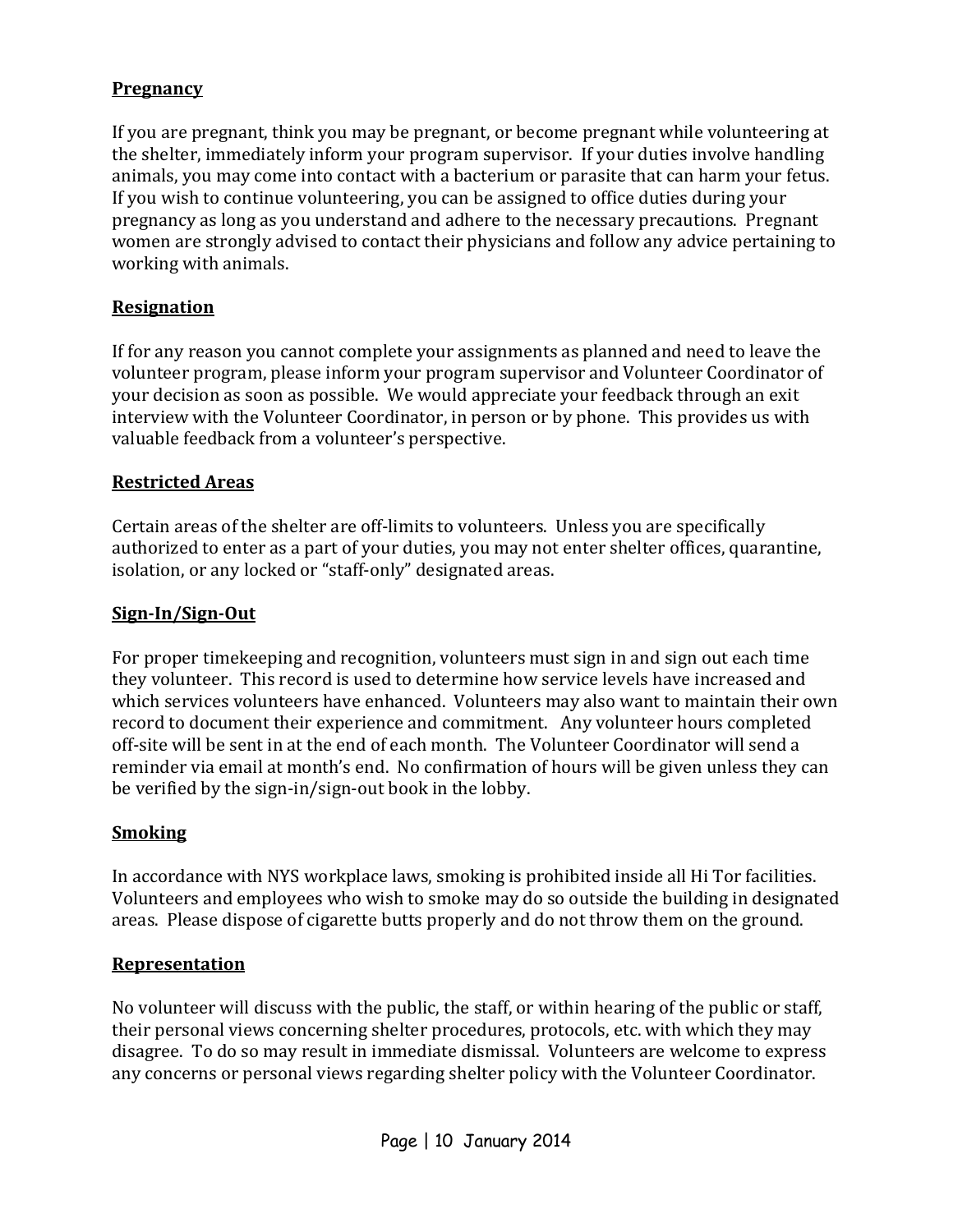## Pregnancy

If you are pregnant, think you may be pregnant, or become pregnant while volunteering at the shelter, immediately inform your program supervisor. If your duties involve handling animals, you may come into contact with a bacterium or parasite that can harm your fetus. If you wish to continue volunteering, you can be assigned to office duties during your pregnancy as long as you understand and adhere to the necessary precautions. Pregnant women are strongly advised to contact their physicians and follow any advice pertaining to working with animals.

## Resignation

If for any reason you cannot complete your assignments as planned and need to leave the volunteer program, please inform your program supervisor and Volunteer Coordinator of your decision as soon as possible. We would appreciate your feedback through an exit interview with the Volunteer Coordinator, in person or by phone. This provides us with valuable feedback from a volunteer's perspective.

## Restricted Areas

Certain areas of the shelter are off-limits to volunteers. Unless you are specifically authorized to enter as a part of your duties, you may not enter shelter offices, quarantine, isolation, or any locked or "staff-only" designated areas.

## Sign-In/Sign-Out

For proper timekeeping and recognition, volunteers must sign in and sign out each time they volunteer. This record is used to determine how service levels have increased and which services volunteers have enhanced. Volunteers may also want to maintain their own record to document their experience and commitment. Any volunteer hours completed off-site will be sent in at the end of each month. The Volunteer Coordinator will send a reminder via email at month's end. No confirmation of hours will be given unless they can be verified by the sign-in/sign-out book in the lobby.

## Smoking

In accordance with NYS workplace laws, smoking is prohibited inside all Hi Tor facilities. Volunteers and employees who wish to smoke may do so outside the building in designated areas. Please dispose of cigarette butts properly and do not throw them on the ground.

## Representation

No volunteer will discuss with the public, the staff, or within hearing of the public or staff, their personal views concerning shelter procedures, protocols, etc. with which they may disagree. To do so may result in immediate dismissal. Volunteers are welcome to express any concerns or personal views regarding shelter policy with the Volunteer Coordinator.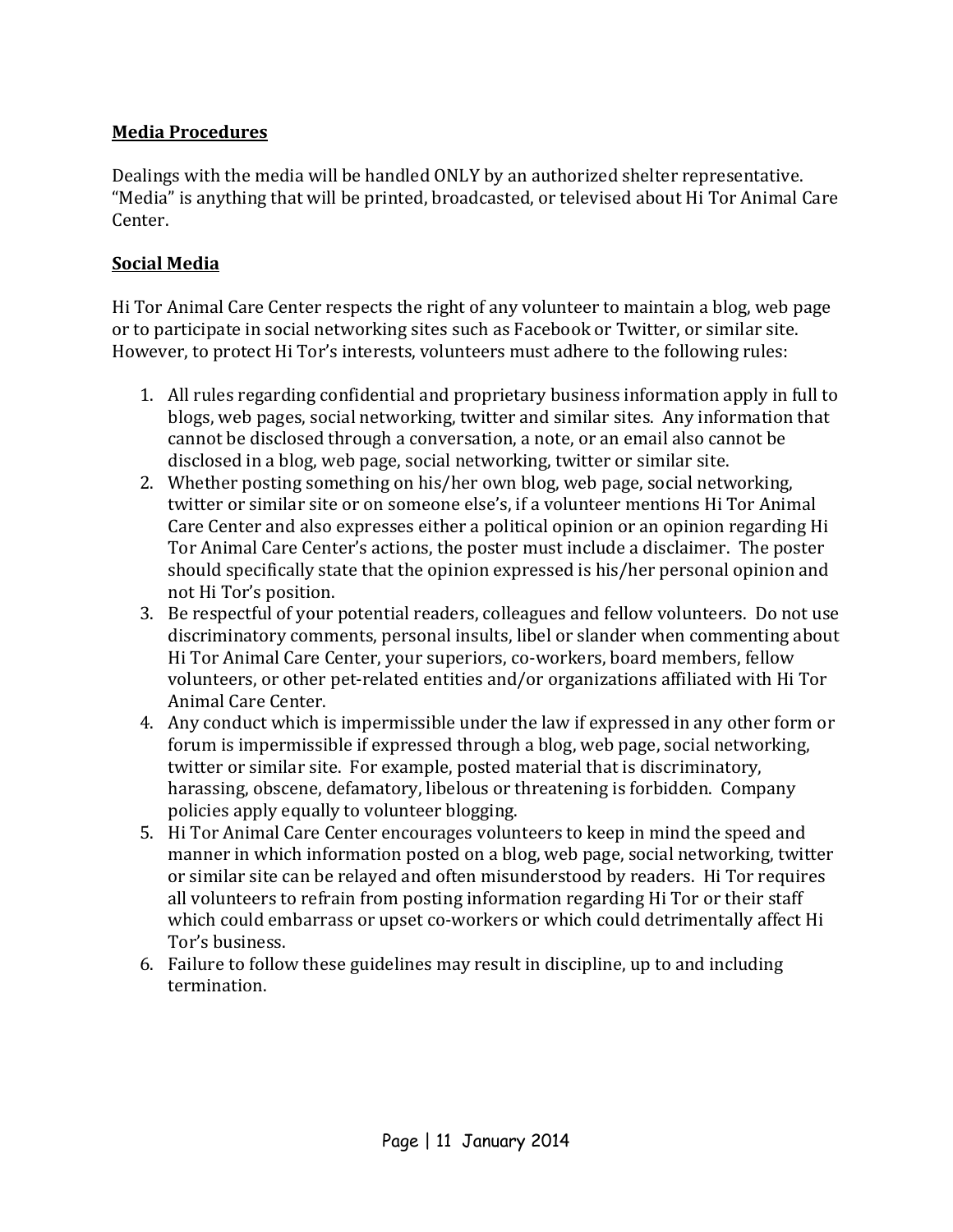## Media Procedures

Dealings with the media will be handled ONLY by an authorized shelter representative. "Media" is anything that will be printed, broadcasted, or televised about Hi Tor Animal Care Center.

## Social Media

Hi Tor Animal Care Center respects the right of any volunteer to maintain a blog, web page or to participate in social networking sites such as Facebook or Twitter, or similar site. However, to protect Hi Tor's interests, volunteers must adhere to the following rules:

1. All rules regarding confidential and proprietary business information apply in full to blogs, web pages, social networking, twitter and similar sites. Any information that cannot be disclosed through a conversation, a note, or an email also cannot be disclosed in a blog, web page, social networking, twitter or similar site.
2. Whether posting something on his/her own blog, web page, social networking, twitter or similar site or on someone else's, if a volunteer mentions Hi Tor Animal Care Center and also expresses either a political opinion or an opinion regarding Hi Tor Animal Care Center's actions, the poster must include a disclaimer. The poster should specifically state that the opinion expressed is his/her personal opinion and not Hi Tor's position.
3. Be respectful of your potential readers, colleagues and fellow volunteers. Do not use discriminatory comments, personal insults, libel or slander when commenting about Hi Tor Animal Care Center, your superiors, co-workers, board members, fellow volunteers, or other pet-related entities and/or organizations affiliated with Hi Tor Animal Care Center.
4. Any conduct which is impermissible under the law if expressed in any other form or forum is impermissible if expressed through a blog, web page, social networking, twitter or similar site. For example, posted material that is discriminatory, harassing, obscene, defamatory, libelous or threatening is forbidden. Company policies apply equally to volunteer blogging.
5. Hi Tor Animal Care Center encourages volunteers to keep in mind the speed and manner in which information posted on a blog, web page, social networking, twitter or similar site can be relayed and often misunderstood by readers. Hi Tor requires all volunteers to refrain from posting information regarding Hi Tor or their staff which could embarrass or upset co-workers or which could detrimentally affect Hi Tor's business.
6. Failure to follow these guidelines may result in discipline, up to and including termination.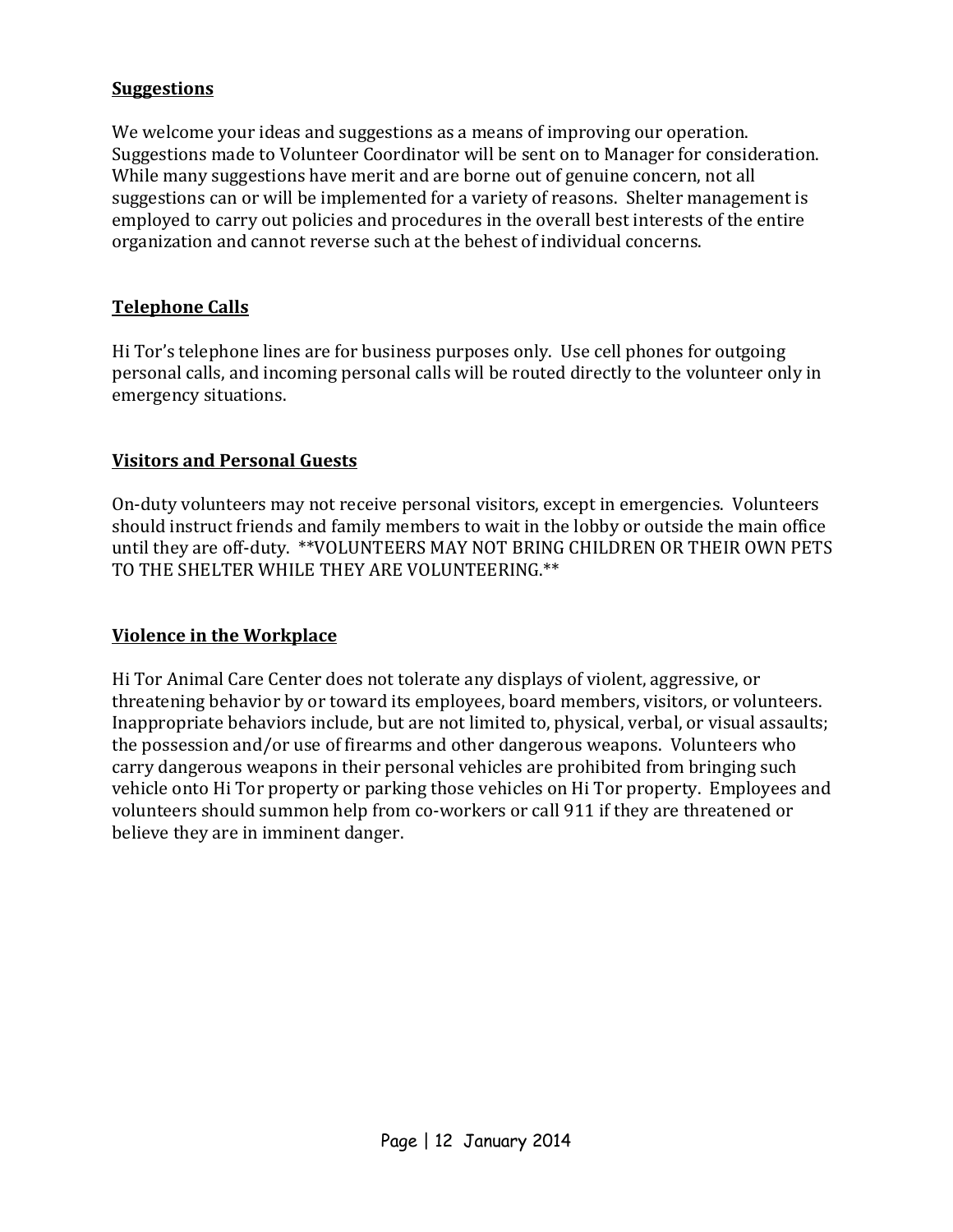## Suggestions

We welcome your ideas and suggestions as a means of improving our operation. Suggestions made to Volunteer Coordinator will be sent on to Manager for consideration. While many suggestions have merit and are borne out of genuine concern, not all suggestions can or will be implemented for a variety of reasons. Shelter management is employed to carry out policies and procedures in the overall best interests of the entire organization and cannot reverse such at the behest of individual concerns.

## Telephone Calls

Hi Tor's telephone lines are for business purposes only. Use cell phones for outgoing personal calls, and incoming personal calls will be routed directly to the volunteer only in emergency situations.

## Visitors and Personal Guests

On-duty volunteers may not receive personal visitors, except in emergencies. Volunteers should instruct friends and family members to wait in the lobby or outside the main office until they are off-duty. **VOLUNTEERS MAY NOT BRING CHILDREN OR THEIR OWN PETS TO THE SHELTER WHILE THEY ARE VOLUNTEERING.**

## Violence in the Workplace

Hi Tor Animal Care Center does not tolerate any displays of violent, aggressive, or threatening behavior by or toward its employees, board members, visitors, or volunteers. Inappropriate behaviors include, but are not limited to, physical, verbal, or visual assaults; the possession and/or use of firearms and other dangerous weapons. Volunteers who carry dangerous weapons in their personal vehicles are prohibited from bringing such vehicle onto Hi Tor property or parking those vehicles on Hi Tor property. Employees and volunteers should summon help from co-workers or call 911 if they are threatened or believe they are in imminent danger.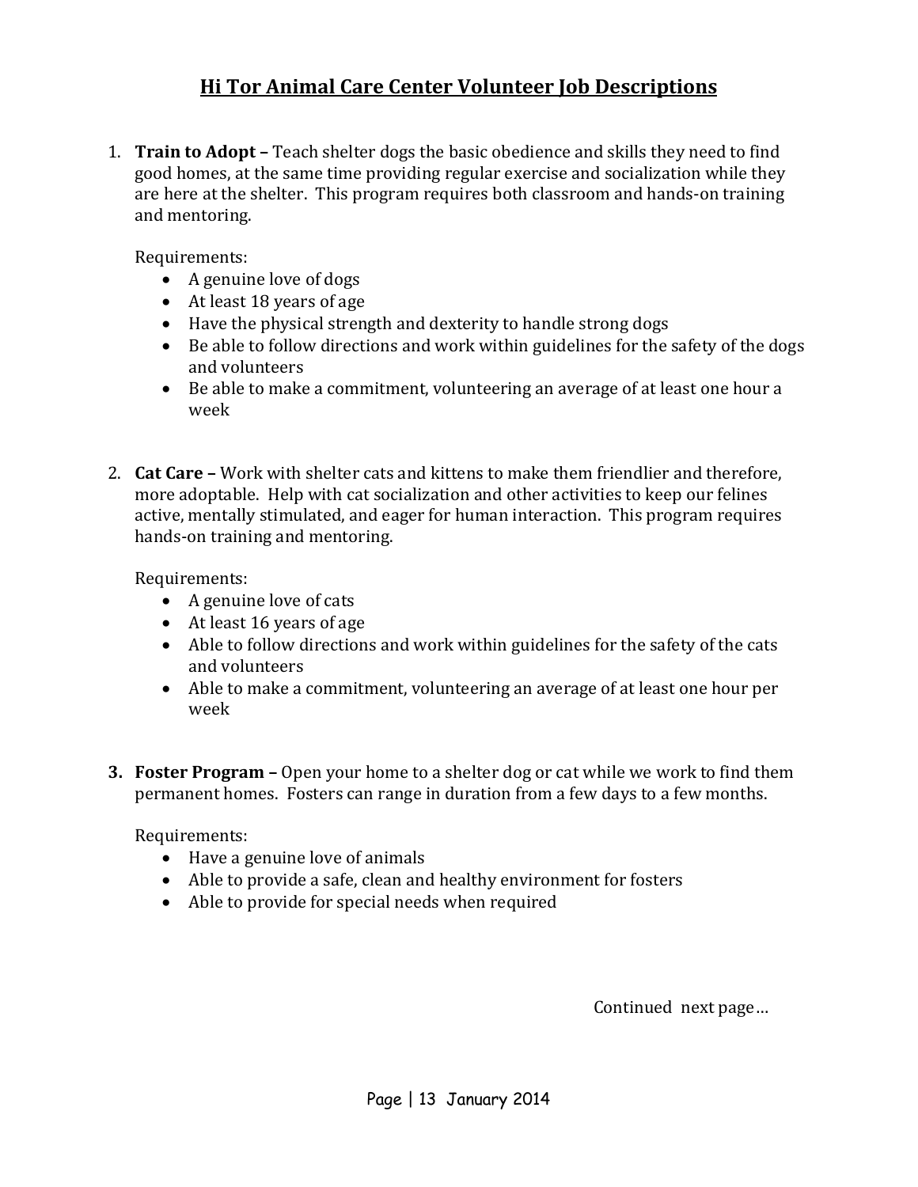# Hi Tor Animal Care Center Volunteer Job Descriptions

1. **Train to Adopt –** Teach shelter dogs the basic obedience and skills they need to find good homes, at the same time providing regular exercise and socialization while they are here at the shelter. This program requires both classroom and hands-on training and mentoring.

   Requirements:
   - A genuine love of dogs
   - At least 18 years of age
   - Have the physical strength and dexterity to handle strong dogs
   - Be able to follow directions and work within guidelines for the safety of the dogs and volunteers
   - Be able to make a commitment, volunteering an average of at least one hour a week

2. **Cat Care –** Work with shelter cats and kittens to make them friendlier and therefore, more adoptable. Help with cat socialization and other activities to keep our felines active, mentally stimulated, and eager for human interaction. This program requires hands-on training and mentoring.

   Requirements:
   - A genuine love of cats
   - At least 16 years of age
   - Able to follow directions and work within guidelines for the safety of the cats and volunteers
   - Able to make a commitment, volunteering an average of at least one hour per week

3. **Foster Program –** Open your home to a shelter dog or cat while we work to find them permanent homes. Fosters can range in duration from a few days to a few months.

   Requirements:
   - Have a genuine love of animals
   - Able to provide a safe, clean and healthy environment for fosters
   - Able to provide for special needs when required

Continued next page…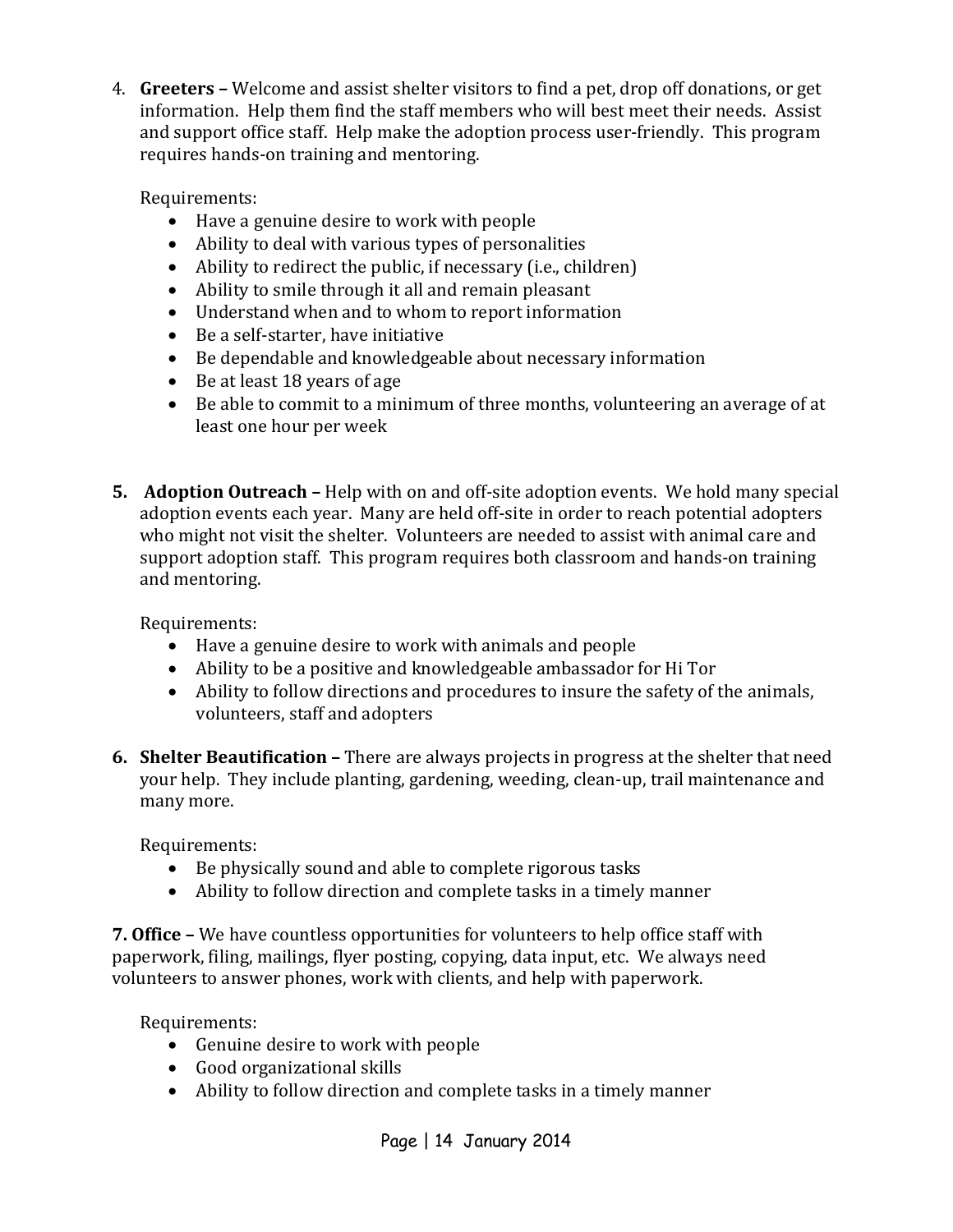4. **Greeters –** Welcome and assist shelter visitors to find a pet, drop off donations, or get information. Help them find the staff members who will best meet their needs. Assist and support office staff. Help make the adoption process user-friendly. This program requires hands-on training and mentoring.

   Requirements:
   - Have a genuine desire to work with people
   - Ability to deal with various types of personalities
   - Ability to redirect the public, if necessary (i.e., children)
   - Ability to smile through it all and remain pleasant
   - Understand when and to whom to report information
   - Be a self-starter, have initiative
   - Be dependable and knowledgeable about necessary information
   - Be at least 18 years of age
   - Be able to commit to a minimum of three months, volunteering an average of at least one hour per week

5. **Adoption Outreach –** Help with on and off-site adoption events. We hold many special adoption events each year. Many are held off-site in order to reach potential adopters who might not visit the shelter. Volunteers are needed to assist with animal care and support adoption staff. This program requires both classroom and hands-on training and mentoring.

   Requirements:
   - Have a genuine desire to work with animals and people
   - Ability to be a positive and knowledgeable ambassador for Hi Tor
   - Ability to follow directions and procedures to insure the safety of the animals, volunteers, staff and adopters

6. **Shelter Beautification –** There are always projects in progress at the shelter that need your help. They include planting, gardening, weeding, clean-up, trail maintenance and many more.

   Requirements:
   - Be physically sound and able to complete rigorous tasks
   - Ability to follow direction and complete tasks in a timely manner

7. **Office –** We have countless opportunities for volunteers to help office staff with paperwork, filing, mailings, flyer posting, copying, data input, etc. We always need volunteers to answer phones, work with clients, and help with paperwork.

   Requirements:
   - Genuine desire to work with people
   - Good organizational skills
   - Ability to follow direction and complete tasks in a timely manner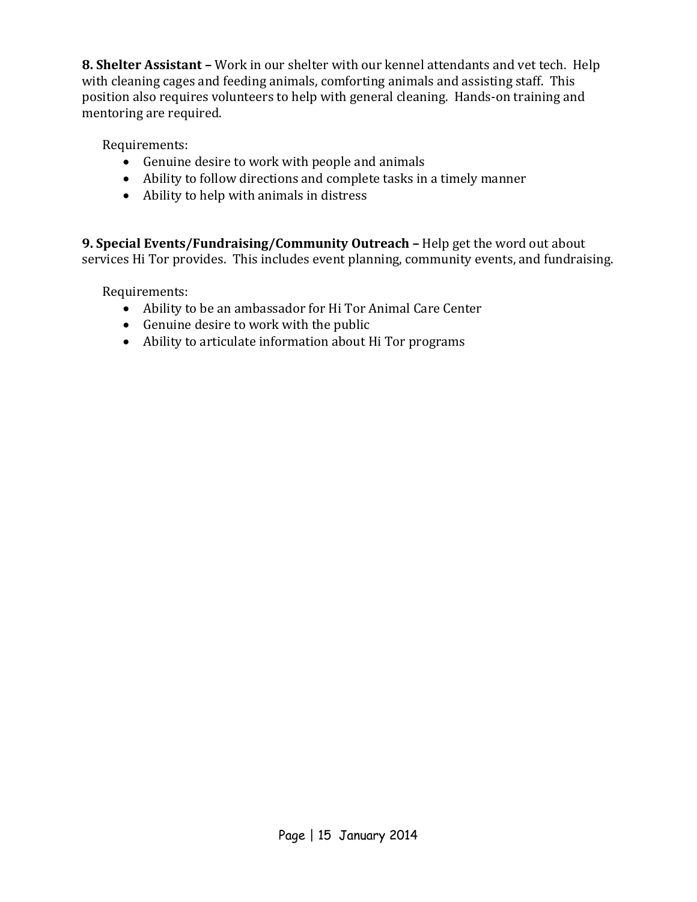**8. Shelter Assistant –** Work in our shelter with our kennel attendants and vet tech. Help with cleaning cages and feeding animals, comforting animals and assisting staff. This position also requires volunteers to help with general cleaning. Hands-on training and mentoring are required.

Requirements:

- Genuine desire to work with people and animals
- Ability to follow directions and complete tasks in a timely manner
- Ability to help with animals in distress

**9. Special Events/Fundraising/Community Outreach –** Help get the word out about services Hi Tor provides. This includes event planning, community events, and fundraising.

Requirements:

- Ability to be an ambassador for Hi Tor Animal Care Center
- Genuine desire to work with the public
- Ability to articulate information about Hi Tor programs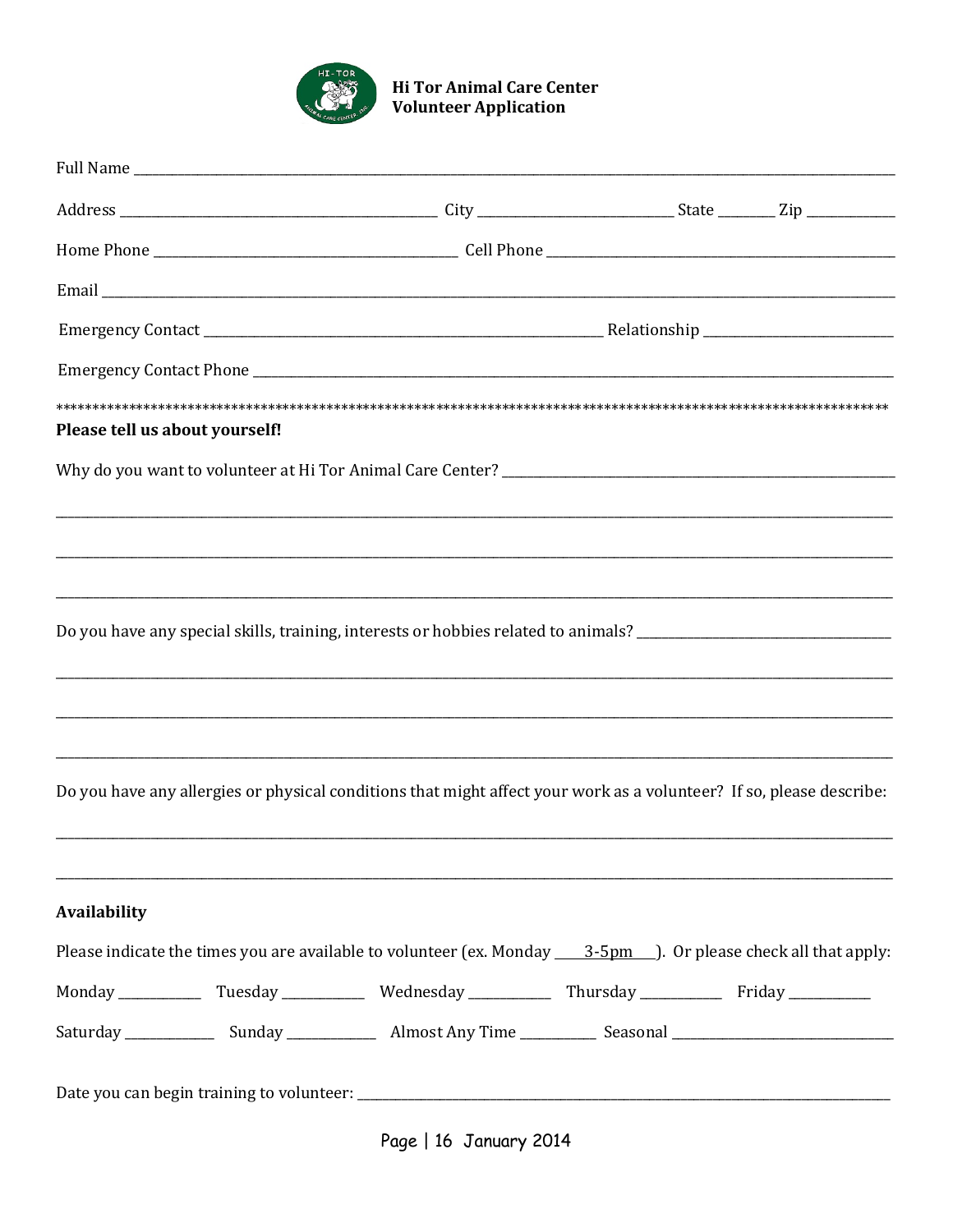**Hi Tor Animal Care Center**
**Volunteer Application**

Full Name ______________________________________________________________________________

Address ________________________________ City ____________________ State ______ Zip __________

Home Phone ______________________________ Cell Phone _______________________________________

Email __________________________________________________________________________________

Emergency Contact ________________________________________ Relationship ____________________

Emergency Contact Phone ___________________________________________________________________

***************************************************************************************************

**Please tell us about yourself!**

Why do you want to volunteer at Hi Tor Animal Care Center? ____________________________________

_______________________________________________________________________________________

_______________________________________________________________________________________

_______________________________________________________________________________________

Do you have any special skills, training, interests or hobbies related to animals? ____________________

_______________________________________________________________________________________

_______________________________________________________________________________________

_______________________________________________________________________________________

Do you have any allergies or physical conditions that might affect your work as a volunteer? If so, please describe:

_______________________________________________________________________________________

_______________________________________________________________________________________

**Availability**

Please indicate the times you are available to volunteer (ex. Monday ___3-5pm___). Or please check all that apply:

Monday _________ Tuesday _________ Wednesday _________ Thursday _________ Friday _________

Saturday __________ Sunday __________ Almost Any Time _________ Seasonal _______________________

Date you can begin training to volunteer: _________________________________________________________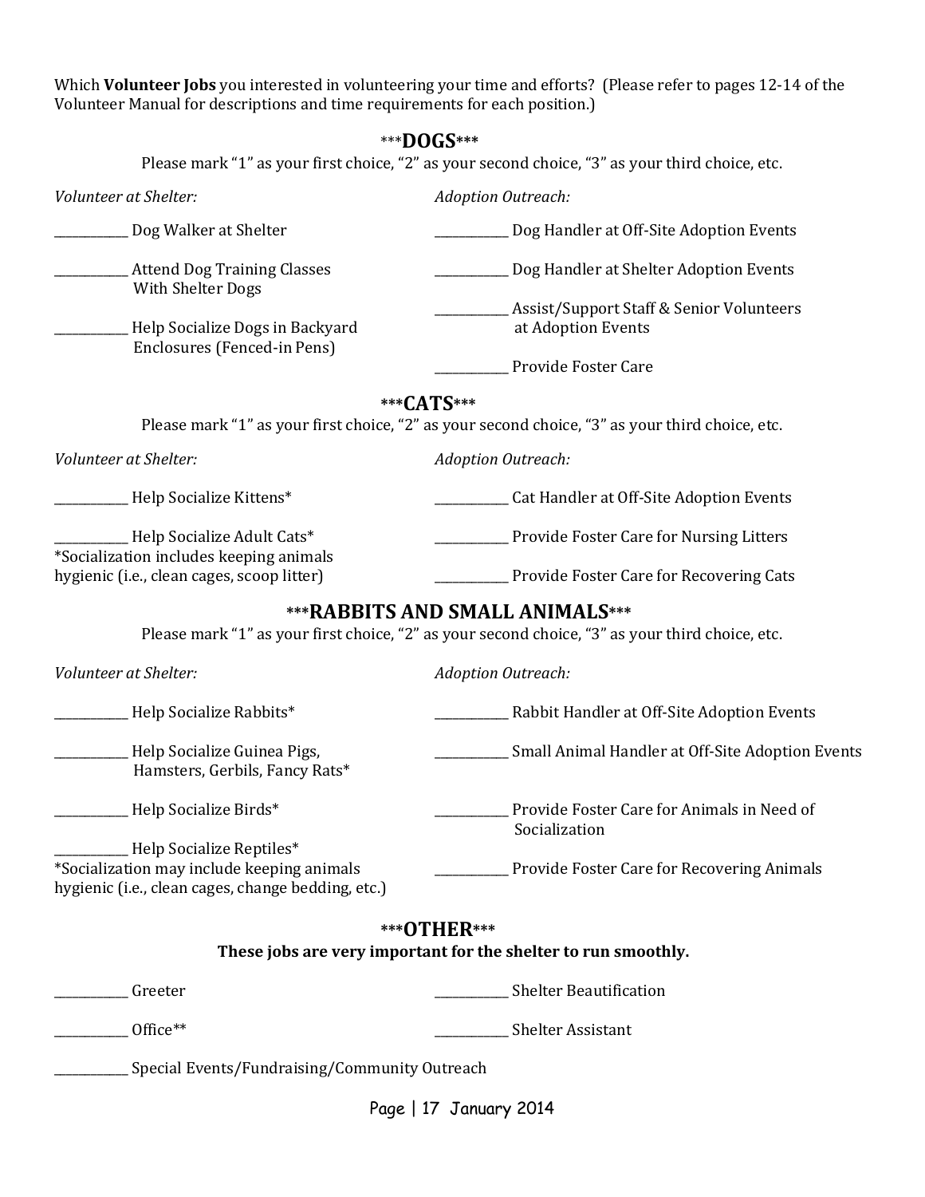Which **Volunteer Jobs** you interested in volunteering your time and efforts? (Please refer to pages 12-14 of the Volunteer Manual for descriptions and time requirements for each position.)

## ***DOGS***

Please mark "1" as your first choice, "2" as your second choice, "3" as your third choice, etc.

*Volunteer at Shelter:*

____________ Dog Walker at Shelter

____________ Attend Dog Training Classes With Shelter Dogs

____________ Help Socialize Dogs in Backyard Enclosures (Fenced-in Pens)

*Adoption Outreach:*

____________ Dog Handler at Off-Site Adoption Events

____________ Dog Handler at Shelter Adoption Events

____________ Assist/Support Staff & Senior Volunteers at Adoption Events

____________ Provide Foster Care

## ***CATS***

Please mark "1" as your first choice, "2" as your second choice, "3" as your third choice, etc.

*Volunteer at Shelter:*

____________ Help Socialize Kittens*

____________ Help Socialize Adult Cats*

*Socialization includes keeping animals hygienic (i.e., clean cages, scoop litter)

*Adoption Outreach:*

____________ Cat Handler at Off-Site Adoption Events

____________ Provide Foster Care for Nursing Litters

____________ Provide Foster Care for Recovering Cats

## ***RABBITS AND SMALL ANIMALS***

Please mark "1" as your first choice, "2" as your second choice, "3" as your third choice, etc.

*Volunteer at Shelter:*

____________ Help Socialize Rabbits*

____________ Help Socialize Guinea Pigs, Hamsters, Gerbils, Fancy Rats*

____________ Help Socialize Birds*

____________ Help Socialize Reptiles*

*Socialization may include keeping animals hygienic (i.e., clean cages, change bedding, etc.)

*Adoption Outreach:*

____________ Rabbit Handler at Off-Site Adoption Events

____________ Small Animal Handler at Off-Site Adoption Events

____________ Provide Foster Care for Animals in Need of Socialization

____________ Provide Foster Care for Recovering Animals

## ***OTHER***

**These jobs are very important for the shelter to run smoothly.**

____________ Greeter

____________ Office**

____________ Special Events/Fundraising/Community Outreach

____________ Shelter Beautification

____________ Shelter Assistant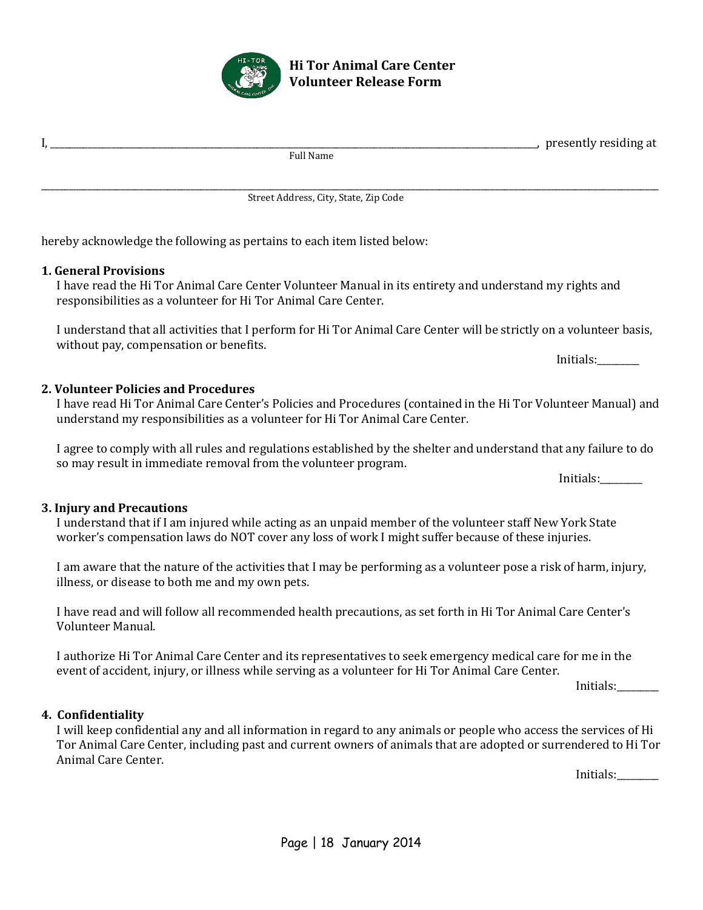**Hi Tor Animal Care Center**
**Volunteer Release Form**

I, \_\_\_\_\_\_\_\_\_\_\_\_\_\_\_\_\_\_\_\_\_\_\_\_\_\_\_\_\_\_\_\_\_\_\_\_\_\_\_\_\_\_\_\_\_\_\_\_\_\_\_\_\_\_\_\_\_\_\_\_, presently residing at
Full Name

\_\_\_\_\_\_\_\_\_\_\_\_\_\_\_\_\_\_\_\_\_\_\_\_\_\_\_\_\_\_\_\_\_\_\_\_\_\_\_\_\_\_\_\_\_\_\_\_\_\_\_\_\_\_\_\_\_\_\_\_\_\_\_\_\_\_\_\_\_\_\_\_\_\_\_\_
Street Address, City, State, Zip Code

hereby acknowledge the following as pertains to each item listed below:

**1. General Provisions**

I have read the Hi Tor Animal Care Center Volunteer Manual in its entirety and understand my rights and responsibilities as a volunteer for Hi Tor Animal Care Center.

I understand that all activities that I perform for Hi Tor Animal Care Center will be strictly on a volunteer basis, without pay, compensation or benefits.

Initials:\_\_\_\_\_\_\_\_\_

**2. Volunteer Policies and Procedures**

I have read Hi Tor Animal Care Center's Policies and Procedures (contained in the Hi Tor Volunteer Manual) and understand my responsibilities as a volunteer for Hi Tor Animal Care Center.

I agree to comply with all rules and regulations established by the shelter and understand that any failure to do so may result in immediate removal from the volunteer program.

Initials:\_\_\_\_\_\_\_\_\_

**3. Injury and Precautions**

I understand that if I am injured while acting as an unpaid member of the volunteer staff New York State worker's compensation laws do NOT cover any loss of work I might suffer because of these injuries.

I am aware that the nature of the activities that I may be performing as a volunteer pose a risk of harm, injury, illness, or disease to both me and my own pets.

I have read and will follow all recommended health precautions, as set forth in Hi Tor Animal Care Center's Volunteer Manual.

I authorize Hi Tor Animal Care Center and its representatives to seek emergency medical care for me in the event of accident, injury, or illness while serving as a volunteer for Hi Tor Animal Care Center.

Initials:\_\_\_\_\_\_\_\_\_

**4. Confidentiality**

I will keep confidential any and all information in regard to any animals or people who access the services of Hi Tor Animal Care Center, including past and current owners of animals that are adopted or surrendered to Hi Tor Animal Care Center.

Initials:\_\_\_\_\_\_\_\_\_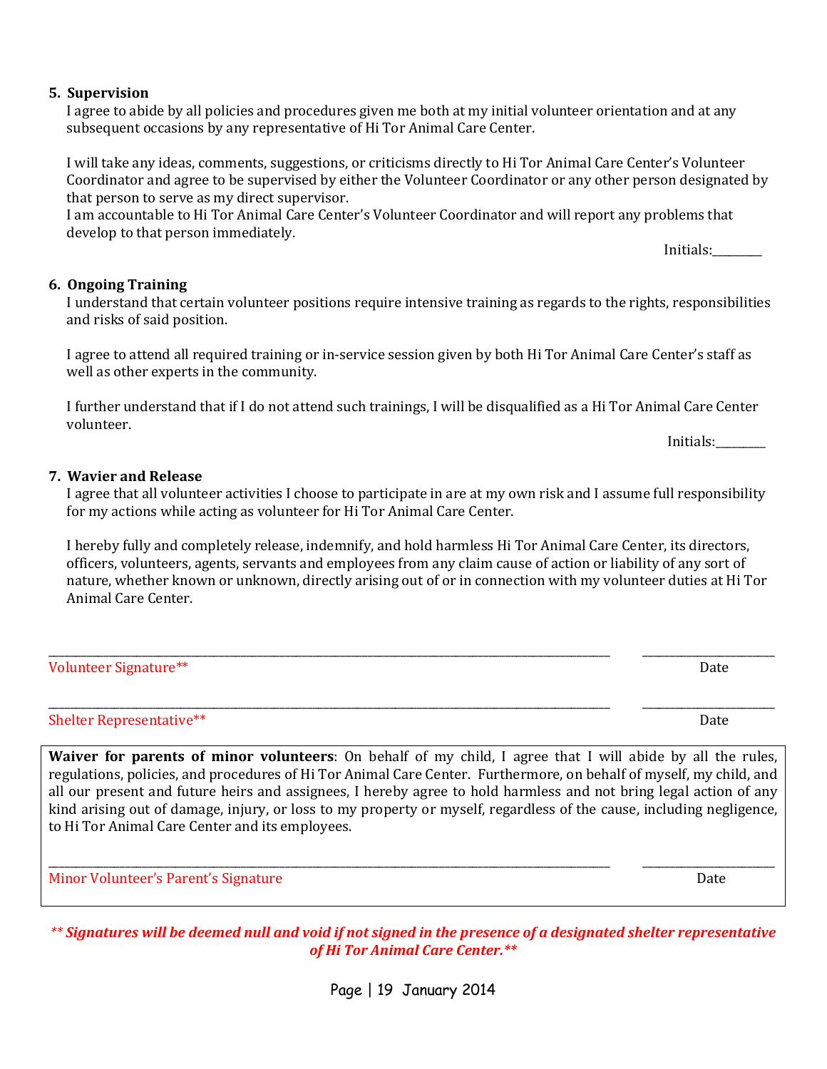**5. Supervision**

I agree to abide by all policies and procedures given me both at my initial volunteer orientation and at any subsequent occasions by any representative of Hi Tor Animal Care Center.

I will take any ideas, comments, suggestions, or criticisms directly to Hi Tor Animal Care Center's Volunteer Coordinator and agree to be supervised by either the Volunteer Coordinator or any other person designated by that person to serve as my direct supervisor.
I am accountable to Hi Tor Animal Care Center's Volunteer Coordinator and will report any problems that develop to that person immediately.

Initials:________

**6. Ongoing Training**

I understand that certain volunteer positions require intensive training as regards to the rights, responsibilities and risks of said position.

I agree to attend all required training or in-service session given by both Hi Tor Animal Care Center's staff as well as other experts in the community.

I further understand that if I do not attend such trainings, I will be disqualified as a Hi Tor Animal Care Center volunteer.

Initials:________

**7. Wavier and Release**

I agree that all volunteer activities I choose to participate in are at my own risk and I assume full responsibility for my actions while acting as volunteer for Hi Tor Animal Care Center.

I hereby fully and completely release, indemnify, and hold harmless Hi Tor Animal Care Center, its directors, officers, volunteers, agents, servants and employees from any claim cause of action or liability of any sort of nature, whether known or unknown, directly arising out of or in connection with my volunteer duties at Hi Tor Animal Care Center.

______________________________________________________________________ ________________

Volunteer Signature** Date

______________________________________________________________________ ________________

Shelter Representative** Date

**Waiver for parents of minor volunteers**: On behalf of my child, I agree that I will abide by all the rules, regulations, policies, and procedures of Hi Tor Animal Care Center. Furthermore, on behalf of myself, my child, and all our present and future heirs and assignees, I hereby agree to hold harmless and not bring legal action of any kind arising out of damage, injury, or loss to my property or myself, regardless of the cause, including negligence, to Hi Tor Animal Care Center and its employees.

______________________________________________________________________ ________________

Minor Volunteer's Parent's Signature Date

***\*\* Signatures will be deemed null and void if not signed in the presence of a designated shelter representative of Hi Tor Animal Care Center.\*\****